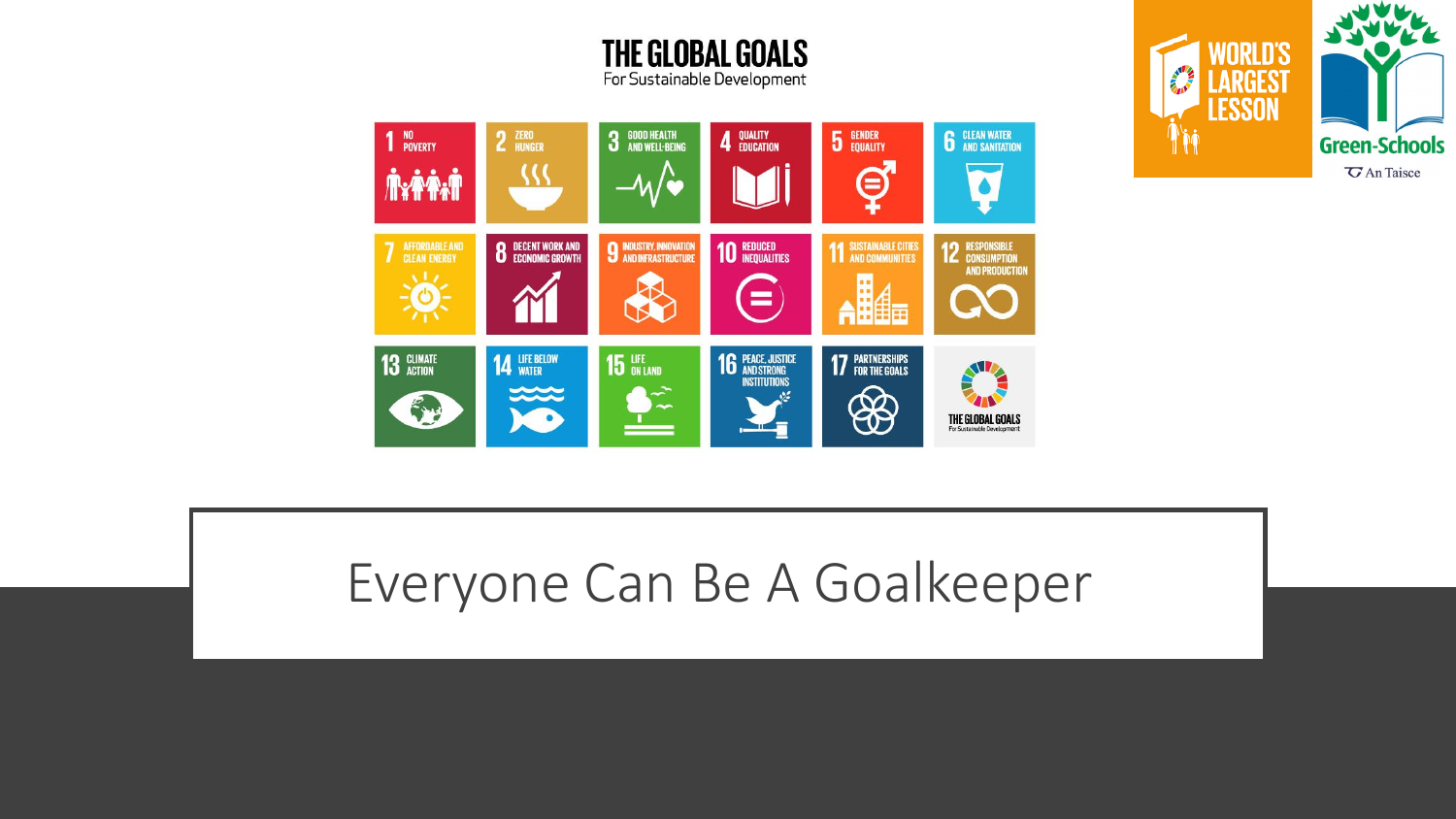# THE GLOBAL GOALS

For Sustainable Development

1 NO POVERTY

2 ZERO HUNGER

3 GOOD HEALTH AND WELL-BEING

4 QUALITY EDUCATION

5 GENDER EQUALITY

6 CLEAN WATER AND SANITATION

7 AFFORDABLE AND CLEAN ENERGY

8 DECENT WORK AND ECONOMIC GROWTH

9 INDUSTRY, INNOVATION AND INFRASTRUCTURE

10 REDUCED INEQUALITIES

11 SUSTAINABLE CITIES AND COMMUNITIES

12 RESPONSIBLE CONSUMPTION AND PRODUCTION

13 CLIMATE ACTION

14 LIFE BELOW WATER

15 LIFE ON LAND

16 PEACE, JUSTICE AND STRONG INSTITUTIONS

17 PARTNERSHIPS FOR THE GOALS

THE GLOBAL GOALS For Sustainable Development

WORLD'S LARGEST LESSON

Green-Schools

An Taisce

# Everyone Can Be A Goalkeeper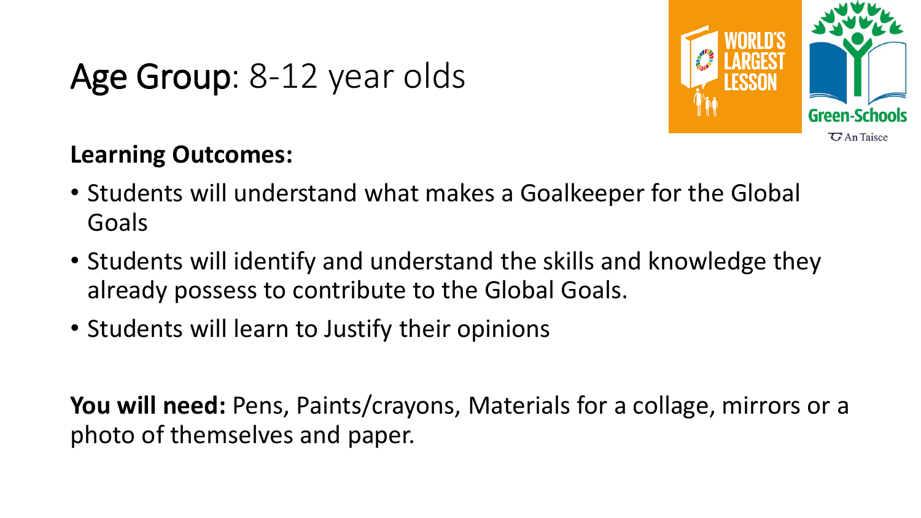# Age Group: 8-12 year olds

**Learning Outcomes:**

- Students will understand what makes a Goalkeeper for the Global Goals
- Students will identify and understand the skills and knowledge they already possess to contribute to the Global Goals.
- Students will learn to Justify their opinions

**You will need:** Pens, Paints/crayons, Materials for a collage, mirrors or a photo of themselves and paper.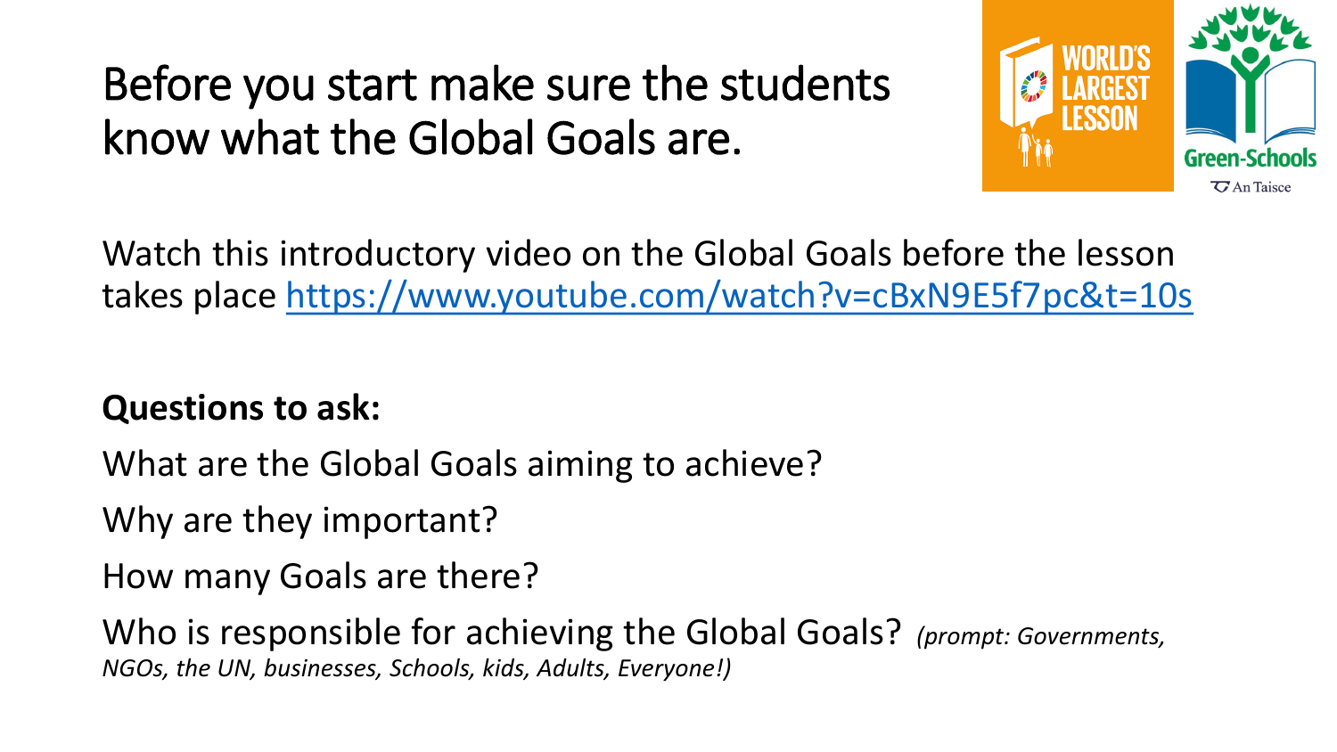# Before you start make sure the students know what the Global Goals are.

Watch this introductory video on the Global Goals before the lesson takes place https://www.youtube.com/watch?v=cBxN9E5f7pc&t=10s

**Questions to ask:**

What are the Global Goals aiming to achieve?

Why are they important?

How many Goals are there?

Who is responsible for achieving the Global Goals? *(prompt: Governments, NGOs, the UN, businesses, Schools, kids, Adults, Everyone!)*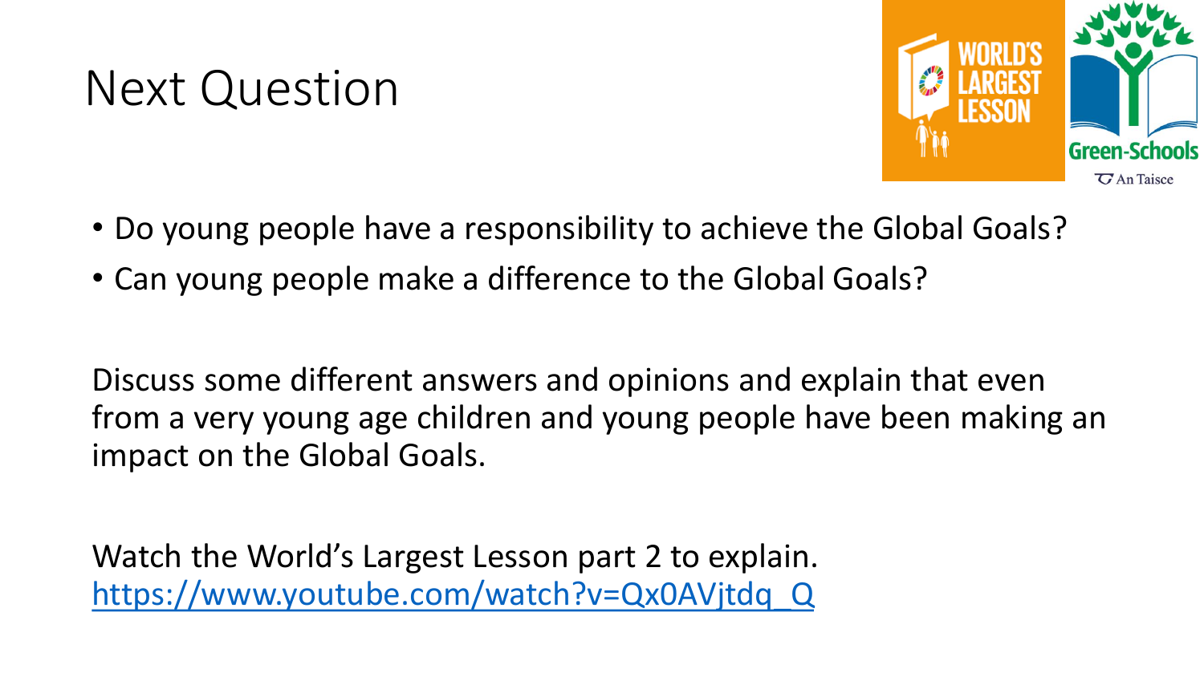# Next Question

- Do young people have a responsibility to achieve the Global Goals?
- Can young people make a difference to the Global Goals?

Discuss some different answers and opinions and explain that even from a very young age children and young people have been making an impact on the Global Goals.

Watch the World's Largest Lesson part 2 to explain.
https://www.youtube.com/watch?v=Qx0AVjtdq_Q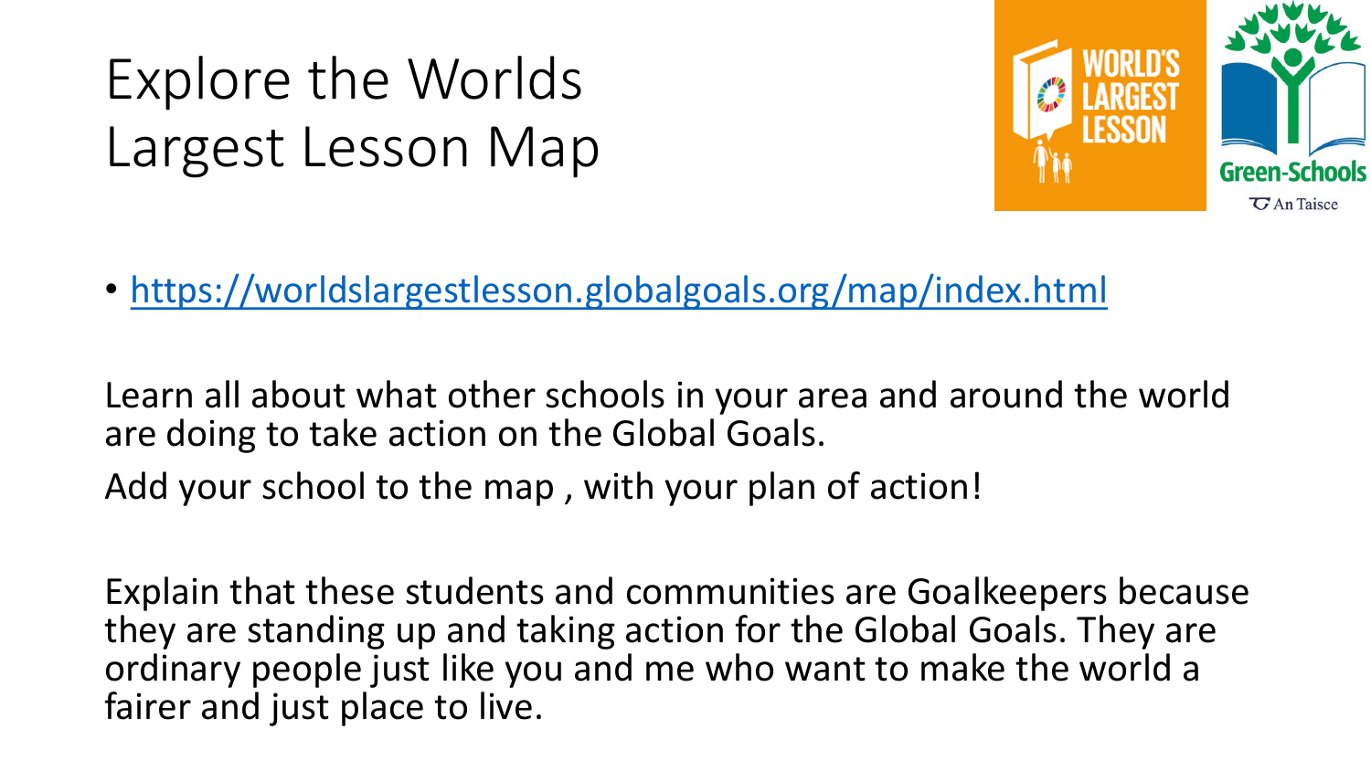# Explore the Worlds Largest Lesson Map

- https://worldslargestlesson.globalgoals.org/map/index.html

Learn all about what other schools in your area and around the world are doing to take action on the Global Goals.

Add your school to the map , with your plan of action!

Explain that these students and communities are Goalkeepers because they are standing up and taking action for the Global Goals. They are ordinary people just like you and me who want to make the world a fairer and just place to live.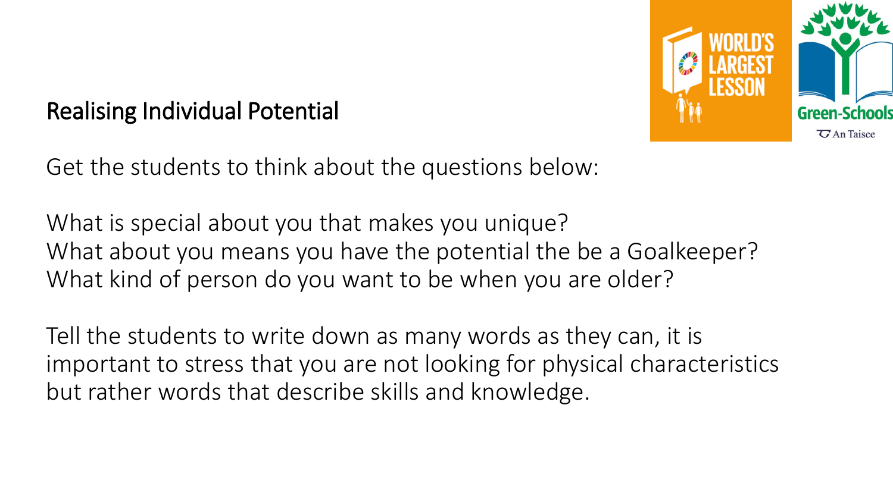## Realising Individual Potential

Get the students to think about the questions below:

What is special about you that makes you unique?
What about you means you have the potential the be a Goalkeeper?
What kind of person do you want to be when you are older?

Tell the students to write down as many words as they can, it is important to stress that you are not looking for physical characteristics but rather words that describe skills and knowledge.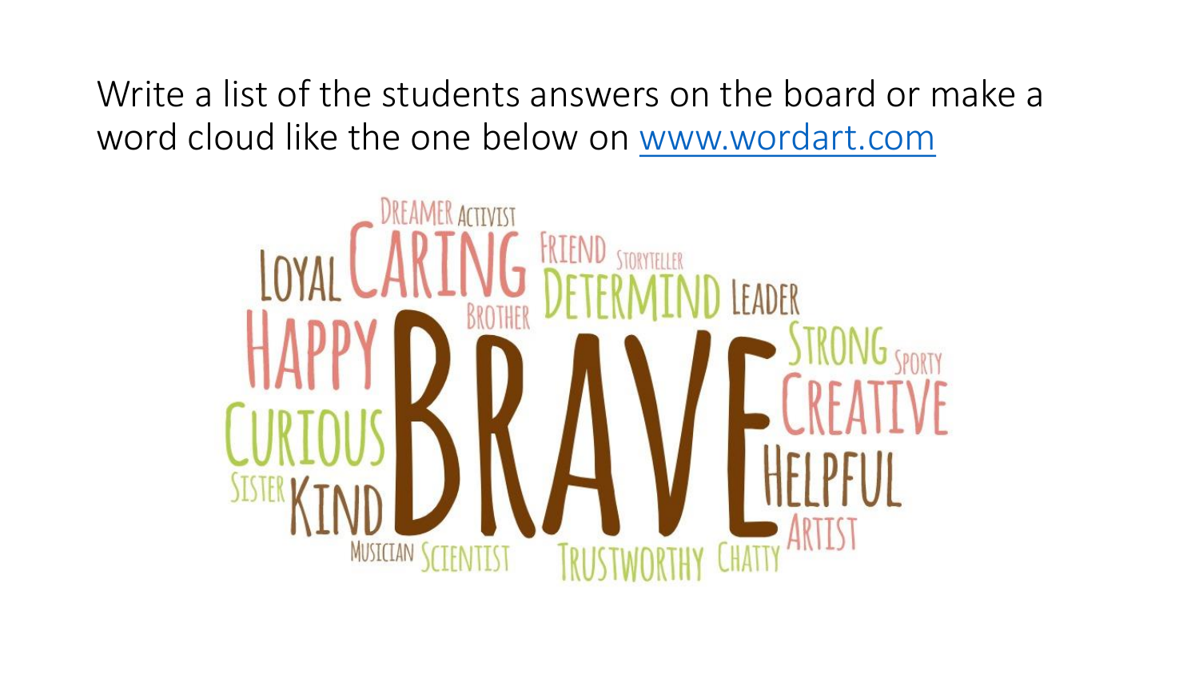Write a list of the students answers on the board or make a word cloud like the one below on [www.wordart.com](http://www.wordart.com)

DREAMER ACTIVIST
LOYAL CARING FRIEND STORYTELLER
BROTHER DETERMIND LEADER
HAPPY BRAVE STRONG SPORTY
CURIOUS CREATIVE
SISTER KIND HELPFUL
MUSICIAN SCIENTIST TRUSTWORTHY CHATTY ARTIST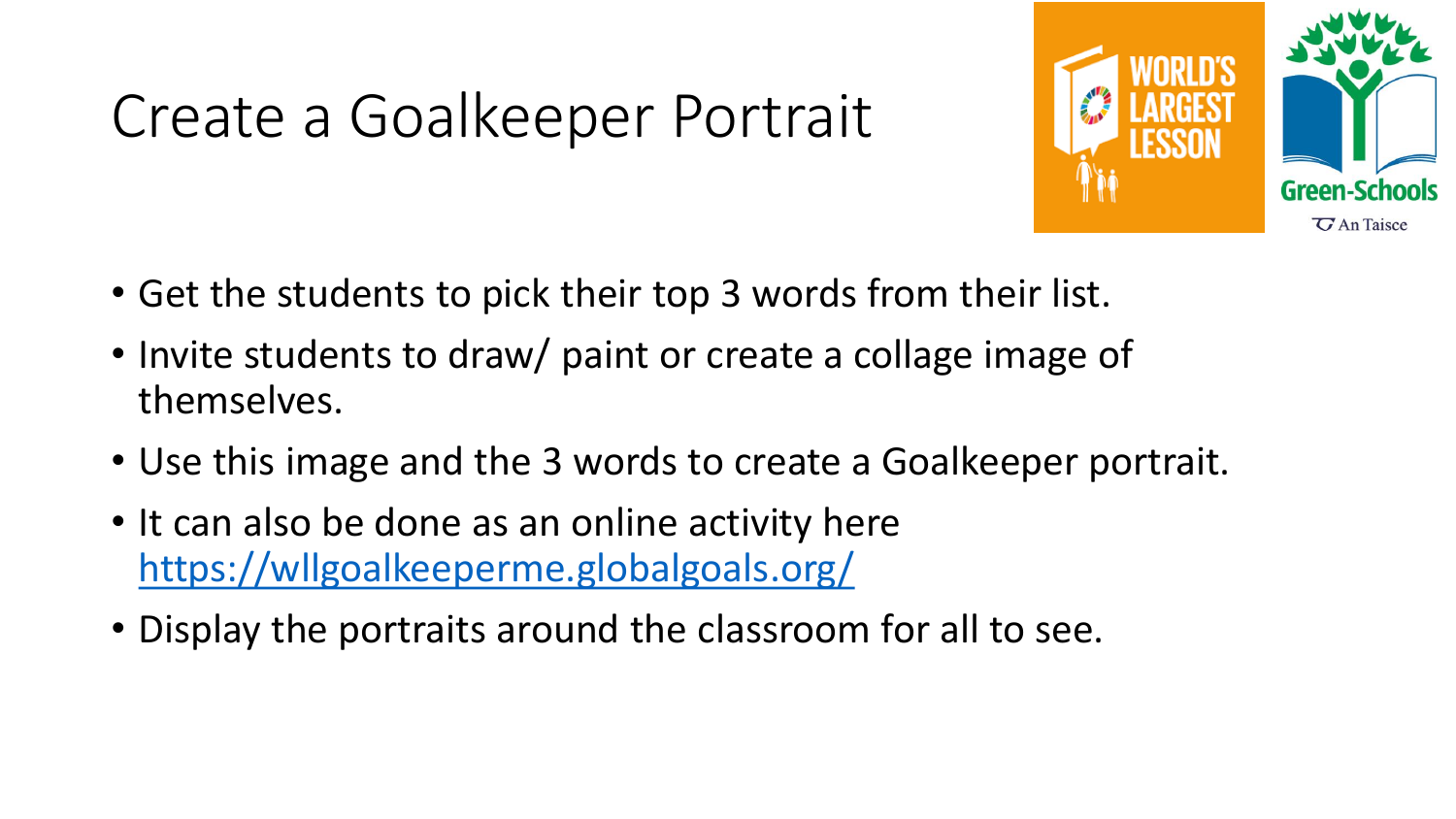# Create a Goalkeeper Portrait

- Get the students to pick their top 3 words from their list.
- Invite students to draw/ paint or create a collage image of themselves.
- Use this image and the 3 words to create a Goalkeeper portrait.
- It can also be done as an online activity here [https://wllgoalkeeperme.globalgoals.org/](https://wllgoalkeeperme.globalgoals.org/)
- Display the portraits around the classroom for all to see.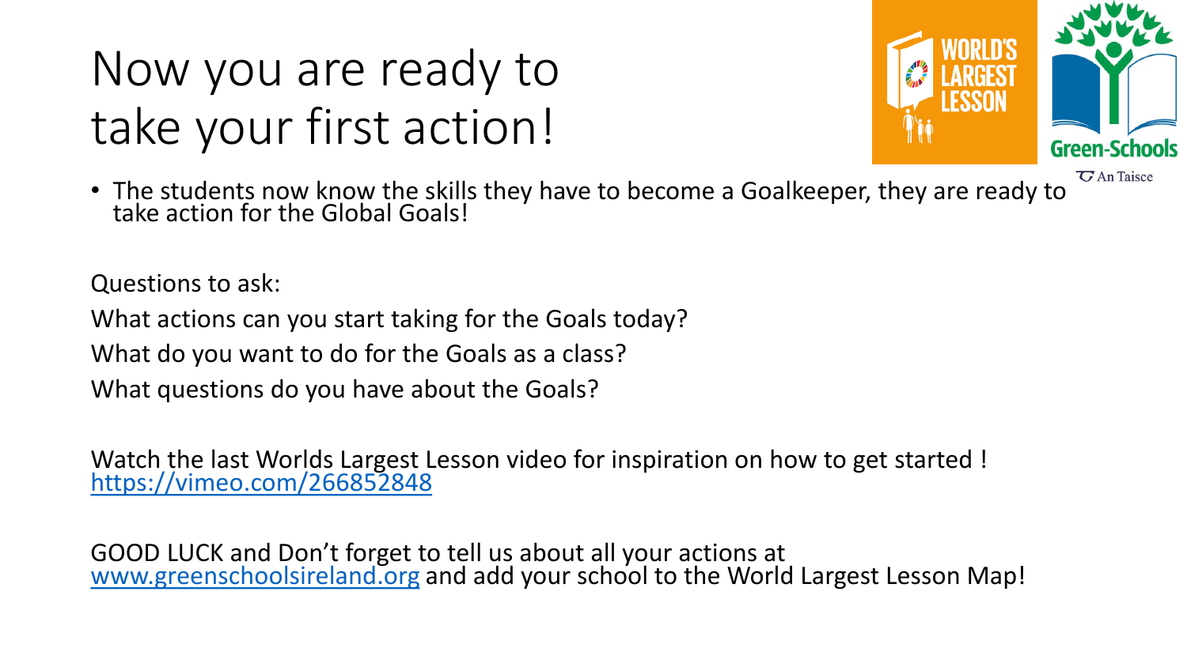# Now you are ready to take your first action!

- The students now know the skills they have to become a Goalkeeper, they are ready to take action for the Global Goals!

Questions to ask:

What actions can you start taking for the Goals today?

What do you want to do for the Goals as a class?

What questions do you have about the Goals?

Watch the last Worlds Largest Lesson video for inspiration on how to get started ! https://vimeo.com/266852848

GOOD LUCK and Don't forget to tell us about all your actions at www.greenschoolsireland.org and add your school to the World Largest Lesson Map!